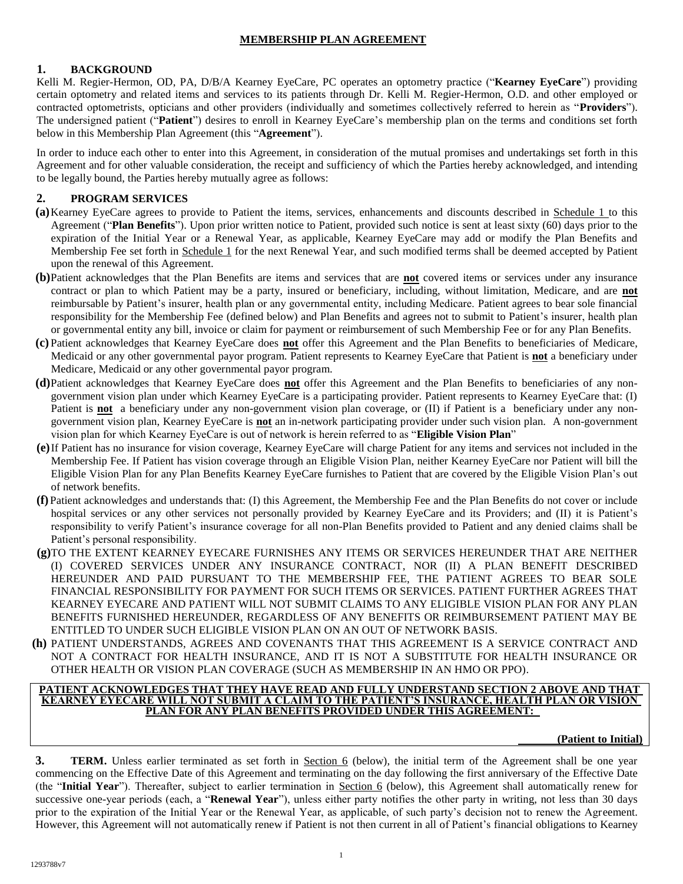# MEMBERSHIP PLAN AGREEMENT

## 1. BACKGROUND

Kelli M. Regier-Hermon, OD, PA, D/B/A Kearney EyeCare, PC operates an optometry practice ("**Kearney EyeCare**") providing certain optometry and related items and services to its patients through Dr. Kelli M. Regier-Hermon, O.D. and other employed or contracted optometrists, opticians and other providers (individually and sometimes collectively referred to herein as "**Providers**"). The undersigned patient ("**Patient**") desires to enroll in Kearney EyeCare's membership plan on the terms and conditions set forth below in this Membership Plan Agreement (this "**Agreement**").

In order to induce each other to enter into this Agreement, in consideration of the mutual promises and undertakings set forth in this Agreement and for other valuable consideration, the receipt and sufficiency of which the Parties hereby acknowledged, and intending to be legally bound, the Parties hereby mutually agree as follows:

## 2. PROGRAM SERVICES

**(a)** Kearney EyeCare agrees to provide to Patient the items, services, enhancements and discounts described in Schedule 1 to this Agreement ("**Plan Benefits**"). Upon prior written notice to Patient, provided such notice is sent at least sixty (60) days prior to the expiration of the Initial Year or a Renewal Year, as applicable, Kearney EyeCare may add or modify the Plan Benefits and Membership Fee set forth in Schedule 1 for the next Renewal Year, and such modified terms shall be deemed accepted by Patient upon the renewal of this Agreement.

**(b)** Patient acknowledges that the Plan Benefits are items and services that are **not** covered items or services under any insurance contract or plan to which Patient may be a party, insured or beneficiary, including, without limitation, Medicare, and are **not** reimbursable by Patient's insurer, health plan or any governmental entity, including Medicare. Patient agrees to bear sole financial responsibility for the Membership Fee (defined below) and Plan Benefits and agrees not to submit to Patient's insurer, health plan or governmental entity any bill, invoice or claim for payment or reimbursement of such Membership Fee or for any Plan Benefits.

**(c)** Patient acknowledges that Kearney EyeCare does **not** offer this Agreement and the Plan Benefits to beneficiaries of Medicare, Medicaid or any other governmental payor program. Patient represents to Kearney EyeCare that Patient is **not** a beneficiary under Medicare, Medicaid or any other governmental payor program.

**(d)** Patient acknowledges that Kearney EyeCare does **not** offer this Agreement and the Plan Benefits to beneficiaries of any non-government vision plan under which Kearney EyeCare is a participating provider. Patient represents to Kearney EyeCare that: (I) Patient is **not** a beneficiary under any non-government vision plan coverage, or (II) if Patient is a beneficiary under any non-government vision plan, Kearney EyeCare is **not** an in-network participating provider under such vision plan. A non-government vision plan for which Kearney EyeCare is out of network is herein referred to as "**Eligible Vision Plan**"

**(e)** If Patient has no insurance for vision coverage, Kearney EyeCare will charge Patient for any items and services not included in the Membership Fee. If Patient has vision coverage through an Eligible Vision Plan, neither Kearney EyeCare nor Patient will bill the Eligible Vision Plan for any Plan Benefits Kearney EyeCare furnishes to Patient that are covered by the Eligible Vision Plan's out of network benefits.

**(f)** Patient acknowledges and understands that: (I) this Agreement, the Membership Fee and the Plan Benefits do not cover or include hospital services or any other services not personally provided by Kearney EyeCare and its Providers; and (II) it is Patient's responsibility to verify Patient's insurance coverage for all non-Plan Benefits provided to Patient and any denied claims shall be Patient's personal responsibility.

**(g)** TO THE EXTENT KEARNEY EYECARE FURNISHES ANY ITEMS OR SERVICES HEREUNDER THAT ARE NEITHER (I) COVERED SERVICES UNDER ANY INSURANCE CONTRACT, NOR (II) A PLAN BENEFIT DESCRIBED HEREUNDER AND PAID PURSUANT TO THE MEMBERSHIP FEE, THE PATIENT AGREES TO BEAR SOLE FINANCIAL RESPONSIBILITY FOR PAYMENT FOR SUCH ITEMS OR SERVICES. PATIENT FURTHER AGREES THAT KEARNEY EYECARE AND PATIENT WILL NOT SUBMIT CLAIMS TO ANY ELIGIBLE VISION PLAN FOR ANY PLAN BENEFITS FURNISHED HEREUNDER, REGARDLESS OF ANY BENEFITS OR REIMBURSEMENT PATIENT MAY BE ENTITLED TO UNDER SUCH ELIGIBLE VISION PLAN ON AN OUT OF NETWORK BASIS.

**(h)** PATIENT UNDERSTANDS, AGREES AND COVENANTS THAT THIS AGREEMENT IS A SERVICE CONTRACT AND NOT A CONTRACT FOR HEALTH INSURANCE, AND IT IS NOT A SUBSTITUTE FOR HEALTH INSURANCE OR OTHER HEALTH OR VISION PLAN COVERAGE (SUCH AS MEMBERSHIP IN AN HMO OR PPO).

**PATIENT ACKNOWLEDGES THAT THEY HAVE READ AND FULLY UNDERSTAND SECTION 2 ABOVE AND THAT KEARNEY EYECARE WILL NOT SUBMIT A CLAIM TO THE PATIENT'S INSURANCE, HEALTH PLAN OR VISION PLAN FOR ANY PLAN BENEFITS PROVIDED UNDER THIS AGREEMENT:**

**_______(Patient to Initial)**

**3. TERM.** Unless earlier terminated as set forth in Section 6 (below), the initial term of the Agreement shall be one year commencing on the Effective Date of this Agreement and terminating on the day following the first anniversary of the Effective Date (the "**Initial Year**"). Thereafter, subject to earlier termination in Section 6 (below), this Agreement shall automatically renew for successive one-year periods (each, a "**Renewal Year**"), unless either party notifies the other party in writing, not less than 30 days prior to the expiration of the Initial Year or the Renewal Year, as applicable, of such party's decision not to renew the Agreement. However, this Agreement will not automatically renew if Patient is not then current in all of Patient's financial obligations to Kearney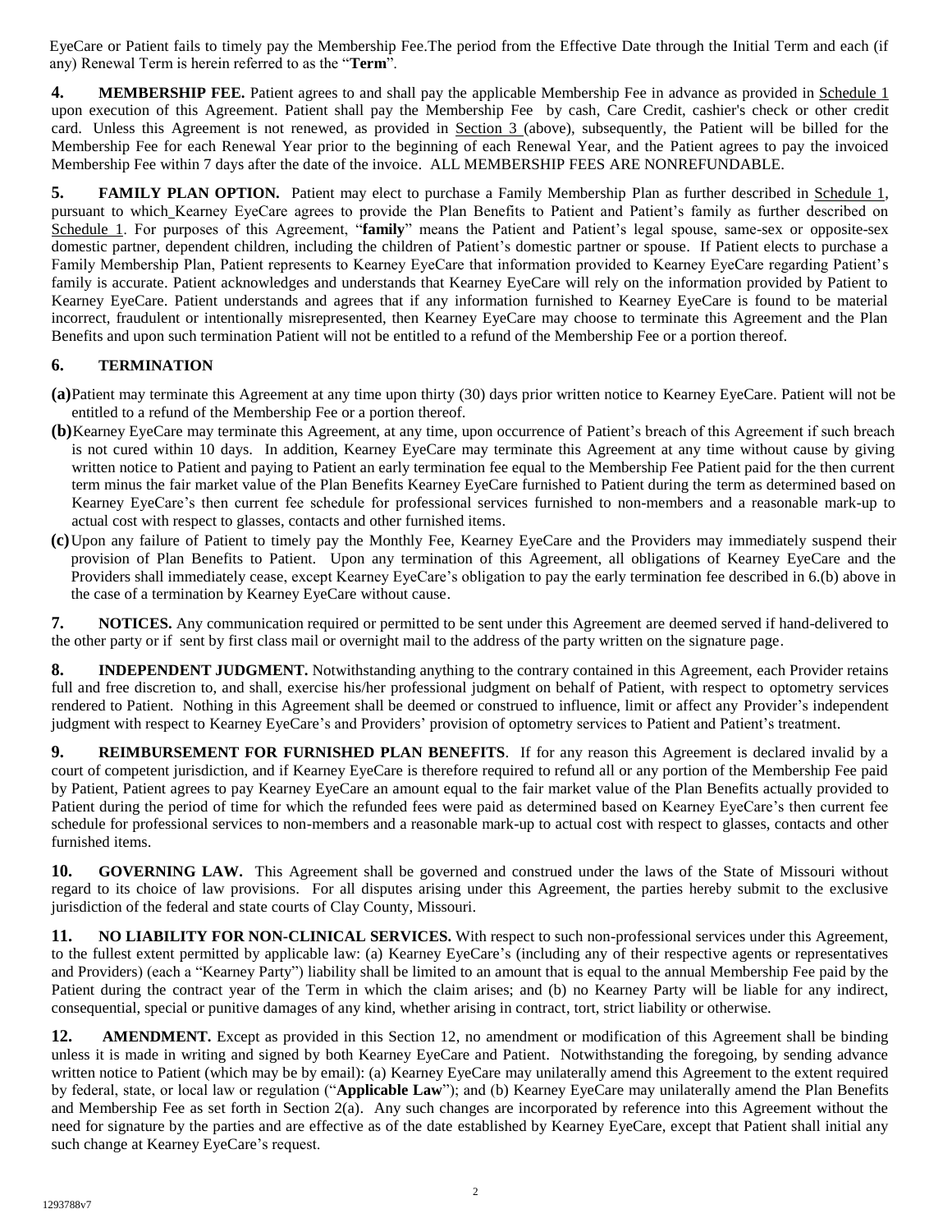EyeCare or Patient fails to timely pay the Membership Fee.The period from the Effective Date through the Initial Term and each (if any) Renewal Term is herein referred to as the "**Term**".

**4. MEMBERSHIP FEE.** Patient agrees to and shall pay the applicable Membership Fee in advance as provided in Schedule 1 upon execution of this Agreement. Patient shall pay the Membership Fee by cash, Care Credit, cashier's check or other credit card. Unless this Agreement is not renewed, as provided in Section 3 (above), subsequently, the Patient will be billed for the Membership Fee for each Renewal Year prior to the beginning of each Renewal Year, and the Patient agrees to pay the invoiced Membership Fee within 7 days after the date of the invoice. ALL MEMBERSHIP FEES ARE NONREFUNDABLE.

**5. FAMILY PLAN OPTION.** Patient may elect to purchase a Family Membership Plan as further described in Schedule 1, pursuant to which Kearney EyeCare agrees to provide the Plan Benefits to Patient and Patient's family as further described on Schedule 1. For purposes of this Agreement, "**family**" means the Patient and Patient's legal spouse, same-sex or opposite-sex domestic partner, dependent children, including the children of Patient's domestic partner or spouse. If Patient elects to purchase a Family Membership Plan, Patient represents to Kearney EyeCare that information provided to Kearney EyeCare regarding Patient's family is accurate. Patient acknowledges and understands that Kearney EyeCare will rely on the information provided by Patient to Kearney EyeCare. Patient understands and agrees that if any information furnished to Kearney EyeCare is found to be material incorrect, fraudulent or intentionally misrepresented, then Kearney EyeCare may choose to terminate this Agreement and the Plan Benefits and upon such termination Patient will not be entitled to a refund of the Membership Fee or a portion thereof.

**6. TERMINATION**

**(a)** Patient may terminate this Agreement at any time upon thirty (30) days prior written notice to Kearney EyeCare. Patient will not be entitled to a refund of the Membership Fee or a portion thereof.

**(b)** Kearney EyeCare may terminate this Agreement, at any time, upon occurrence of Patient's breach of this Agreement if such breach is not cured within 10 days. In addition, Kearney EyeCare may terminate this Agreement at any time without cause by giving written notice to Patient and paying to Patient an early termination fee equal to the Membership Fee Patient paid for the then current term minus the fair market value of the Plan Benefits Kearney EyeCare furnished to Patient during the term as determined based on Kearney EyeCare's then current fee schedule for professional services furnished to non-members and a reasonable mark-up to actual cost with respect to glasses, contacts and other furnished items.

**(c)** Upon any failure of Patient to timely pay the Monthly Fee, Kearney EyeCare and the Providers may immediately suspend their provision of Plan Benefits to Patient. Upon any termination of this Agreement, all obligations of Kearney EyeCare and the Providers shall immediately cease, except Kearney EyeCare's obligation to pay the early termination fee described in 6.(b) above in the case of a termination by Kearney EyeCare without cause.

**7. NOTICES.** Any communication required or permitted to be sent under this Agreement are deemed served if hand-delivered to the other party or if sent by first class mail or overnight mail to the address of the party written on the signature page.

**8. INDEPENDENT JUDGMENT.** Notwithstanding anything to the contrary contained in this Agreement, each Provider retains full and free discretion to, and shall, exercise his/her professional judgment on behalf of Patient, with respect to optometry services rendered to Patient. Nothing in this Agreement shall be deemed or construed to influence, limit or affect any Provider's independent judgment with respect to Kearney EyeCare's and Providers' provision of optometry services to Patient and Patient's treatment.

**9. REIMBURSEMENT FOR FURNISHED PLAN BENEFITS**. If for any reason this Agreement is declared invalid by a court of competent jurisdiction, and if Kearney EyeCare is therefore required to refund all or any portion of the Membership Fee paid by Patient, Patient agrees to pay Kearney EyeCare an amount equal to the fair market value of the Plan Benefits actually provided to Patient during the period of time for which the refunded fees were paid as determined based on Kearney EyeCare's then current fee schedule for professional services to non-members and a reasonable mark-up to actual cost with respect to glasses, contacts and other furnished items.

**10. GOVERNING LAW.** This Agreement shall be governed and construed under the laws of the State of Missouri without regard to its choice of law provisions. For all disputes arising under this Agreement, the parties hereby submit to the exclusive jurisdiction of the federal and state courts of Clay County, Missouri.

**11. NO LIABILITY FOR NON-CLINICAL SERVICES.** With respect to such non-professional services under this Agreement, to the fullest extent permitted by applicable law: (a) Kearney EyeCare's (including any of their respective agents or representatives and Providers) (each a "Kearney Party") liability shall be limited to an amount that is equal to the annual Membership Fee paid by the Patient during the contract year of the Term in which the claim arises; and (b) no Kearney Party will be liable for any indirect, consequential, special or punitive damages of any kind, whether arising in contract, tort, strict liability or otherwise.

**12. AMENDMENT.** Except as provided in this Section 12, no amendment or modification of this Agreement shall be binding unless it is made in writing and signed by both Kearney EyeCare and Patient. Notwithstanding the foregoing, by sending advance written notice to Patient (which may be by email): (a) Kearney EyeCare may unilaterally amend this Agreement to the extent required by federal, state, or local law or regulation ("**Applicable Law**"); and (b) Kearney EyeCare may unilaterally amend the Plan Benefits and Membership Fee as set forth in Section 2(a). Any such changes are incorporated by reference into this Agreement without the need for signature by the parties and are effective as of the date established by Kearney EyeCare, except that Patient shall initial any such change at Kearney EyeCare's request.

1293788v7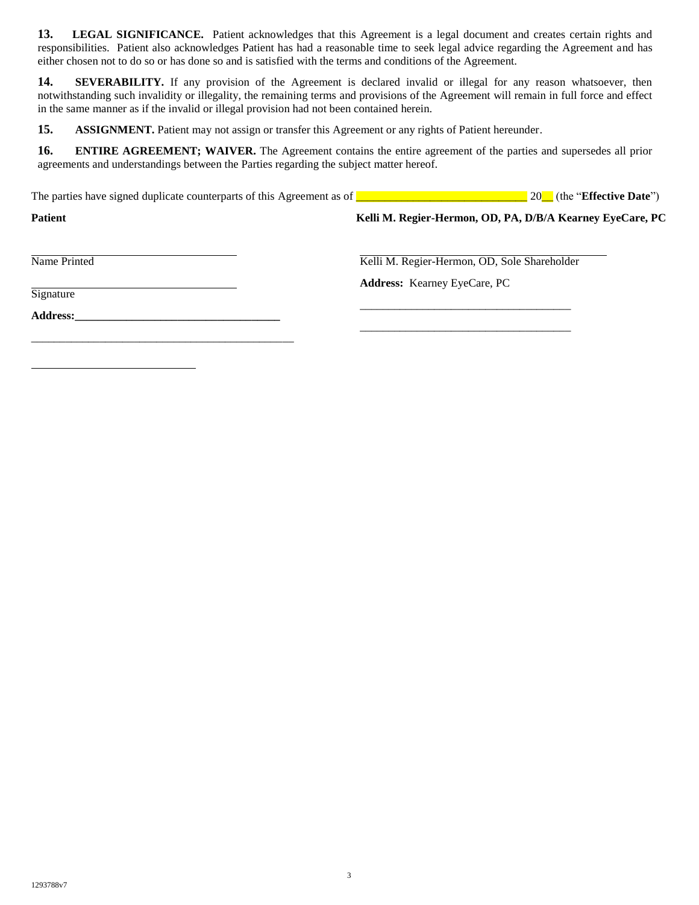**13. LEGAL SIGNIFICANCE.** Patient acknowledges that this Agreement is a legal document and creates certain rights and responsibilities. Patient also acknowledges Patient has had a reasonable time to seek legal advice regarding the Agreement and has either chosen not to do so or has done so and is satisfied with the terms and conditions of the Agreement.

**14. SEVERABILITY.** If any provision of the Agreement is declared invalid or illegal for any reason whatsoever, then notwithstanding such invalidity or illegality, the remaining terms and provisions of the Agreement will remain in full force and effect in the same manner as if the invalid or illegal provision had not been contained herein.

**15. ASSIGNMENT.** Patient may not assign or transfer this Agreement or any rights of Patient hereunder.

**16. ENTIRE AGREEMENT; WAIVER.** The Agreement contains the entire agreement of the parties and supersedes all prior agreements and understandings between the Parties regarding the subject matter hereof.

The parties have signed duplicate counterparts of this Agreement as of ______________________________ 20__ (the "**Effective Date**")

**Patient**

____________________________________
Name Printed

____________________________________
Signature

**Address:**____________________________________

________________________________________________

____________________________

**Kelli M. Regier-Hermon, OD, PA, D/B/A Kearney EyeCare, PC**

____________________________________
Kelli M. Regier-Hermon, OD, Sole Shareholder

**Address:** Kearney EyeCare, PC

____________________________________

____________________________________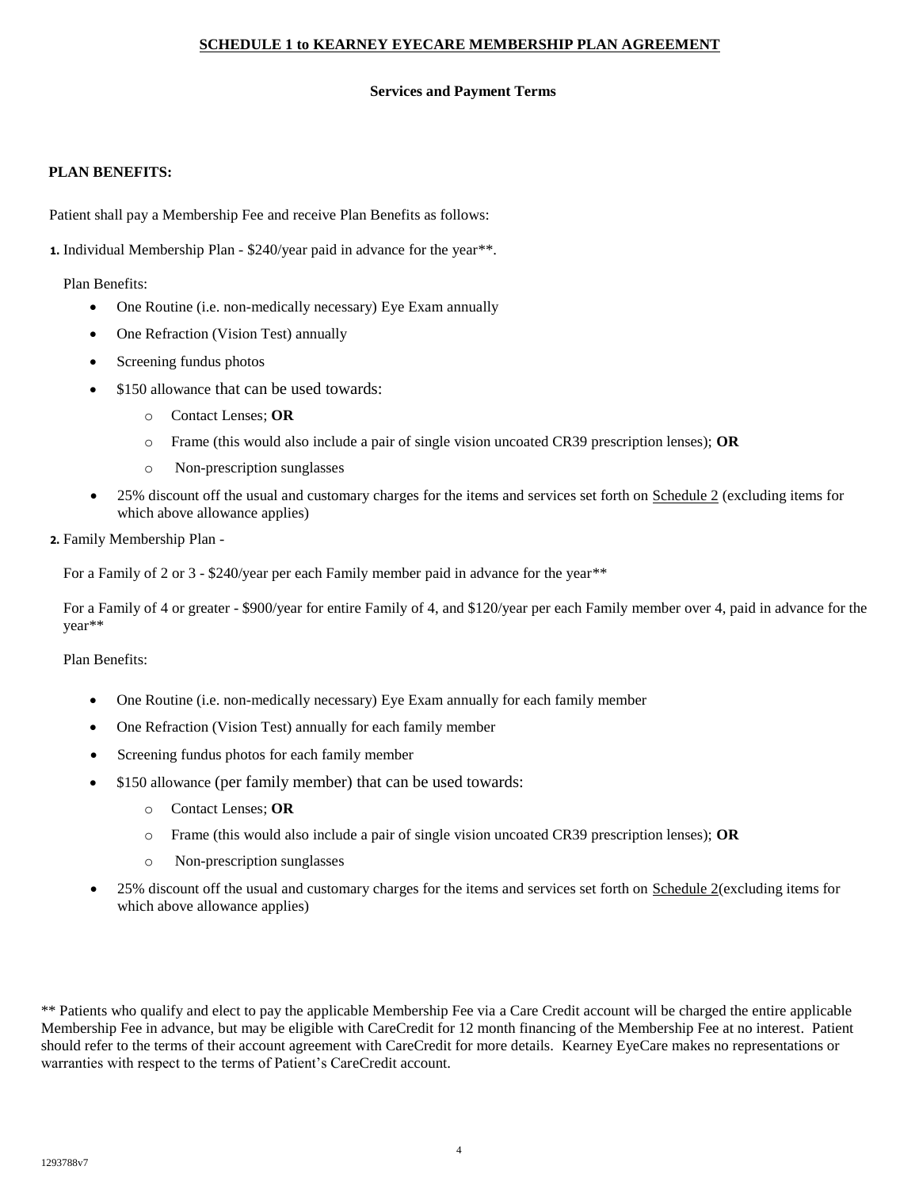## SCHEDULE 1 to KEARNEY EYECARE MEMBERSHIP PLAN AGREEMENT

**Services and Payment Terms**

**PLAN BENEFITS:**

Patient shall pay a Membership Fee and receive Plan Benefits as follows:

**1.** Individual Membership Plan - $240/year paid in advance for the year**.

Plan Benefits:

- One Routine (i.e. non-medically necessary) Eye Exam annually
- One Refraction (Vision Test) annually
- Screening fundus photos
- $150 allowance that can be used towards:
  - Contact Lenses; **OR**
  - Frame (this would also include a pair of single vision uncoated CR39 prescription lenses); **OR**
  - Non-prescription sunglasses
- 25% discount off the usual and customary charges for the items and services set forth on <u>Schedule 2</u> (excluding items for which above allowance applies)

**2.** Family Membership Plan -

For a Family of 2 or 3 - $240/year per each Family member paid in advance for the year**

For a Family of 4 or greater - $900/year for entire Family of 4, and $120/year per each Family member over 4, paid in advance for the year**

Plan Benefits:

- One Routine (i.e. non-medically necessary) Eye Exam annually for each family member
- One Refraction (Vision Test) annually for each family member
- Screening fundus photos for each family member
- $150 allowance (per family member) that can be used towards:
  - Contact Lenses; **OR**
  - Frame (this would also include a pair of single vision uncoated CR39 prescription lenses); **OR**
  - Non-prescription sunglasses
- 25% discount off the usual and customary charges for the items and services set forth on <u>Schedule 2</u>(excluding items for which above allowance applies)

** Patients who qualify and elect to pay the applicable Membership Fee via a Care Credit account will be charged the entire applicable Membership Fee in advance, but may be eligible with CareCredit for 12 month financing of the Membership Fee at no interest. Patient should refer to the terms of their account agreement with CareCredit for more details. Kearney EyeCare makes no representations or warranties with respect to the terms of Patient's CareCredit account.

1293788v7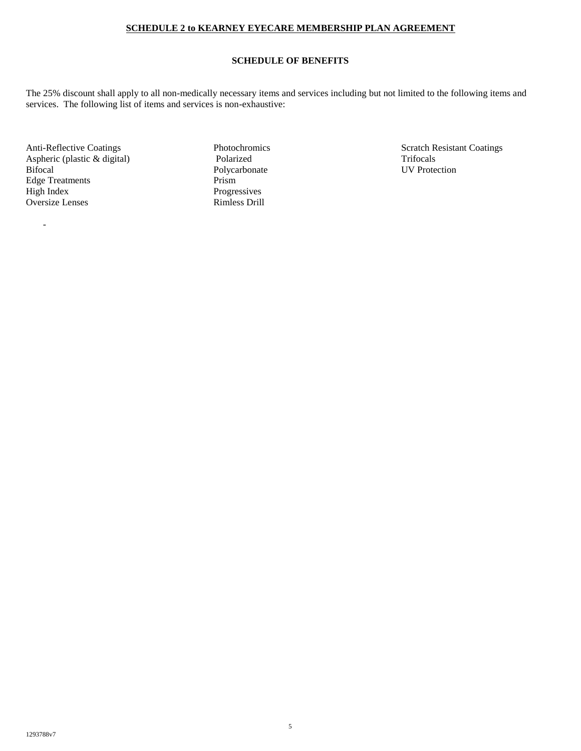**SCHEDULE 2 to KEARNEY EYECARE MEMBERSHIP PLAN AGREEMENT**

**SCHEDULE OF BENEFITS**

The 25% discount shall apply to all non-medically necessary items and services including but not limited to the following items and services. The following list of items and services is non-exhaustive:

| | | |
|---|---|---|
| Anti-Reflective Coatings | Photochromics | Scratch Resistant Coatings |
| Aspheric (plastic & digital) | Polarized | Trifocals |
| Bifocal | Polycarbonate | UV Protection |
| Edge Treatments | Prism | |
| High Index | Progressives | |
| Oversize Lenses | Rimless Drill | |

-

1293788v7